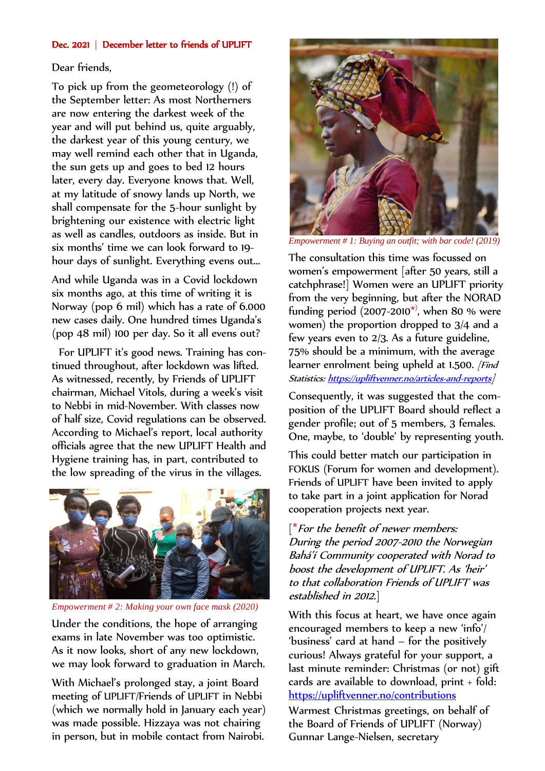**Dec. 2021 | December letter to friends of UPLIFT**

Dear friends,

To pick up from the geometeorology (!) of the September letter: As most Northerners are now entering the darkest week of the year and will put behind us, quite arguably, the darkest year of this young century, we may well remind each other that in Uganda, the sun gets up and goes to bed 12 hours later, every day. Everyone knows that. Well, at my latitude of snowy lands up North, we shall compensate for the 5-hour sunlight by brightening our existence with electric light as well as candles, outdoors as inside. But in six months' time we can look forward to 19-hour days of sunlight. Everything evens out...

And while Uganda was in a Covid lockdown six months ago, at this time of writing it is Norway (pop 6 mil) which has a rate of 6.000 new cases daily. One hundred times Uganda's (pop 48 mil) 100 per day. So it all evens out?

For UPLIFT it's good news. Training has continued throughout, after lockdown was lifted. As witnessed, recently, by Friends of UPLIFT chairman, Michael Vitols, during a week's visit to Nebbi in mid-November. With classes now of half size, Covid regulations can be observed. According to Michael's report, local authority officials agree that the new UPLIFT Health and Hygiene training has, in part, contributed to the low spreading of the virus in the villages.

*Empowerment # 2: Making your own face mask (2020)*

Under the conditions, the hope of arranging exams in late November was too optimistic. As it now looks, short of any new lockdown, we may look forward to graduation in March.

With Michael's prolonged stay, a joint Board meeting of UPLIFT/Friends of UPLIFT in Nebbi (which we normally hold in January each year) was made possible. Hizzaya was not chairing in person, but in mobile contact from Nairobi.

*Empowerment # 1: Buying an outfit; with bar code! (2019)*

The consultation this time was focussed on women's empowerment [after 50 years, still a catchphrase!] Women were an UPLIFT priority from the very beginning, but after the NORAD funding period (2007-2010*), when 80 % were women) the proportion dropped to 3/4 and a few years even to 2/3. As a future guideline, 75% should be a minimum, with the average learner enrolment being upheld at 1.500. *[Find Statistics: https://upliftvenner.no/articles-and-reports]*

Consequently, it was suggested that the composition of the UPLIFT Board should reflect a gender profile; out of 5 members, 3 females. One, maybe, to 'double' by representing youth.

This could better match our participation in FOKUS (Forum for women and development). Friends of UPLIFT have been invited to apply to take part in a joint application for Norad cooperation projects next year.

[**For the benefit of newer members: During the period 2007-2010 the Norwegian Bahá'í Community cooperated with Norad to boost the development of UPLIFT. As 'heir' to that collaboration Friends of UPLIFT was established in 2012.*]

With this focus at heart, we have once again encouraged members to keep a new 'info'/ 'business' card at hand – for the positively curious! Always grateful for your support, a last minute reminder: Christmas (or not) gift cards are available to download, print + fold: https://upliftvenner.no/contributions

Warmest Christmas greetings, on behalf of the Board of Friends of UPLIFT (Norway)
Gunnar Lange-Nielsen, secretary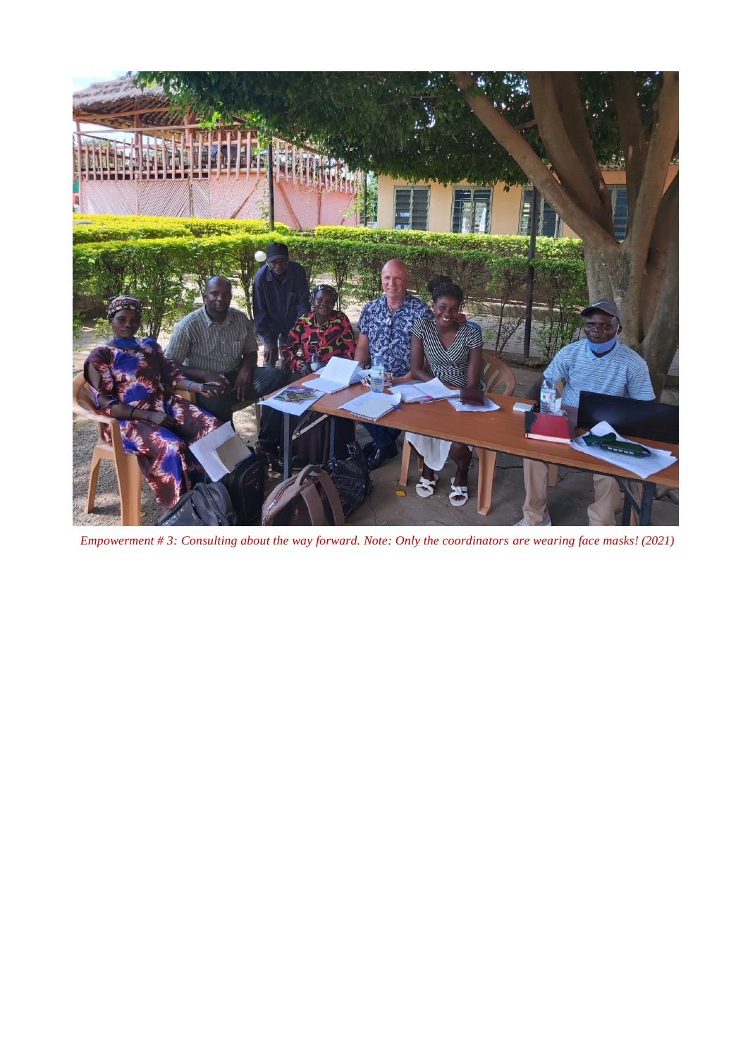*Empowerment # 3: Consulting about the way forward. Note: Only the coordinators are wearing face masks! (2021)*